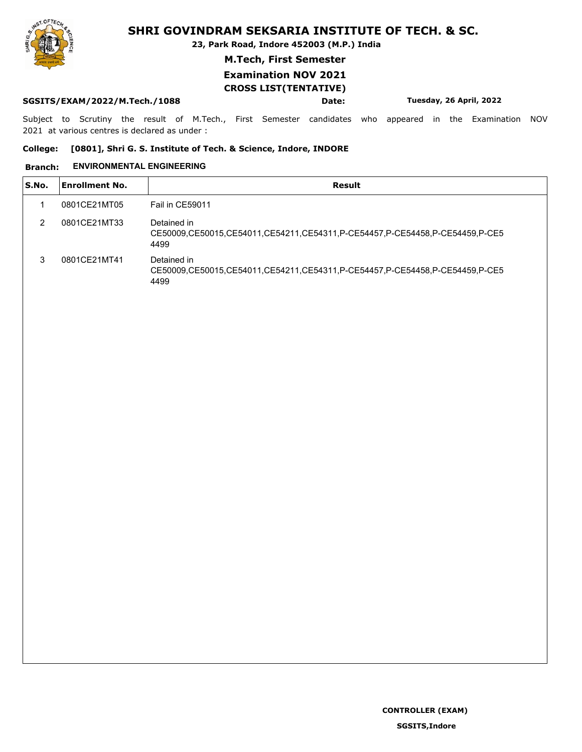# SHRI GOVINDRAM SEKSARIA INSTITUTE OF TECH. & SC.

**23, Park Road, Indore 452003 (M.P.) India**

**M.Tech, First Semester**

**Examination NOV 2021**

**CROSS LIST(TENTATIVE)**

**SGSITS/EXAM/2022/M.Tech./1088** **Date:** **Tuesday, 26 April, 2022**

Subject to Scrutiny the result of M.Tech., First Semester candidates who appeared in the Examination NOV 2021 at various centres is declared as under :

**College:** **[0801], Shri G. S. Institute of Tech. & Science, Indore, INDORE**

**Branch:** **ENVIRONMENTAL ENGINEERING**

| S.No. | Enrollment No. | Result |
|---|---|---|
| 1 | 0801CE21MT05 | Fail in CE59011 |
| 2 | 0801CE21MT33 | Detained in CE50009,CE50015,CE54011,CE54211,CE54311,P-CE54457,P-CE54458,P-CE54459,P-CE54499 |
| 3 | 0801CE21MT41 | Detained in CE50009,CE50015,CE54011,CE54211,CE54311,P-CE54457,P-CE54458,P-CE54459,P-CE54499 |

**CONTROLLER (EXAM)**

**SGSITS,Indore**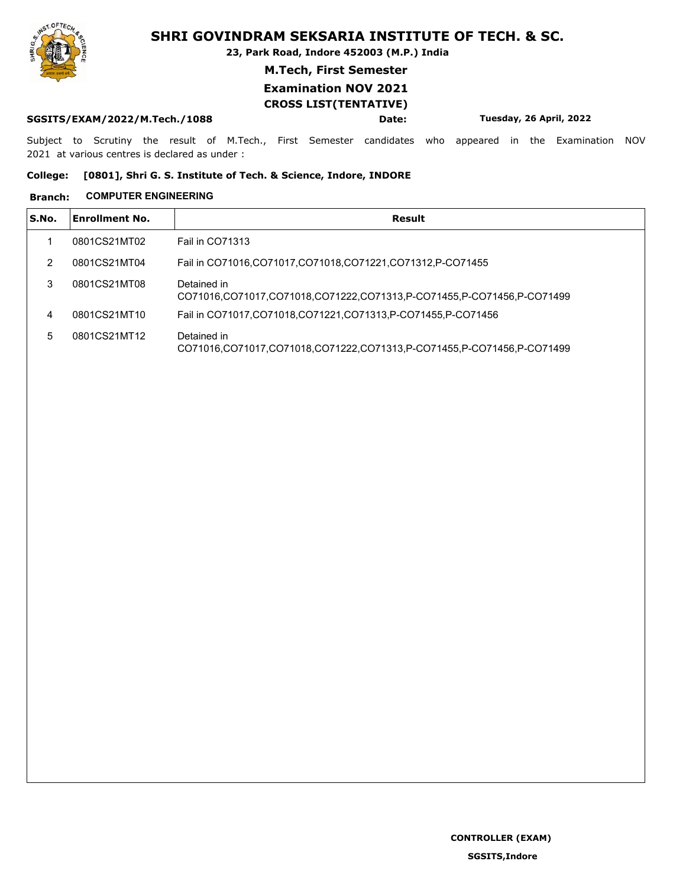# SHRI GOVINDRAM SEKSARIA INSTITUTE OF TECH. & SC.

**23, Park Road, Indore 452003 (M.P.) India**

**M.Tech, First Semester**

**Examination NOV 2021**

**CROSS LIST(TENTATIVE)**

**SGSITS/EXAM/2022/M.Tech./1088** **Date:** **Tuesday, 26 April, 2022**

Subject to Scrutiny the result of M.Tech., First Semester candidates who appeared in the Examination NOV 2021 at various centres is declared as under :

**College: [0801], Shri G. S. Institute of Tech. & Science, Indore, INDORE**

**Branch: COMPUTER ENGINEERING**

| S.No. | Enrollment No. | Result |
|---|---|---|
| 1 | 0801CS21MT02 | Fail in CO71313 |
| 2 | 0801CS21MT04 | Fail in CO71016,CO71017,CO71018,CO71221,CO71312,P-CO71455 |
| 3 | 0801CS21MT08 | Detained in CO71016,CO71017,CO71018,CO71222,CO71313,P-CO71455,P-CO71456,P-CO71499 |
| 4 | 0801CS21MT10 | Fail in CO71017,CO71018,CO71221,CO71313,P-CO71455,P-CO71456 |
| 5 | 0801CS21MT12 | Detained in CO71016,CO71017,CO71018,CO71222,CO71313,P-CO71455,P-CO71456,P-CO71499 |

**CONTROLLER (EXAM)**

**SGSITS,Indore**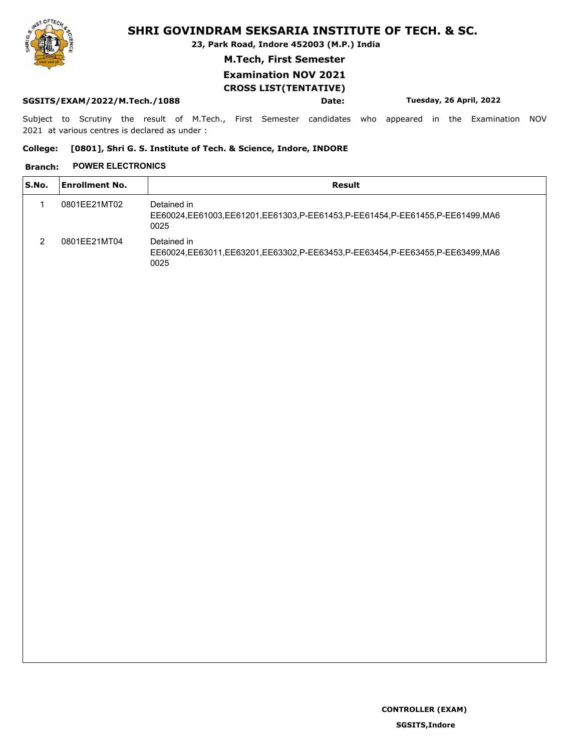# SHRI GOVINDRAM SEKSARIA INSTITUTE OF TECH. & SC.

**23, Park Road, Indore 452003 (M.P.) India**

**M.Tech, First Semester**

**Examination NOV 2021**

**CROSS LIST(TENTATIVE)**

**SGSITS/EXAM/2022/M.Tech./1088** **Date:** **Tuesday, 26 April, 2022**

Subject to Scrutiny the result of M.Tech., First Semester candidates who appeared in the Examination NOV 2021 at various centres is declared as under :

**College: [0801], Shri G. S. Institute of Tech. & Science, Indore, INDORE**

**Branch: POWER ELECTRONICS**

| S.No. | Enrollment No. | Result |
|---|---|---|
| 1 | 0801EE21MT02 | Detained in EE60024,EE61003,EE61201,EE61303,P-EE61453,P-EE61454,P-EE61455,P-EE61499,MA60025 |
| 2 | 0801EE21MT04 | Detained in EE60024,EE63011,EE63201,EE63302,P-EE63453,P-EE63454,P-EE63455,P-EE63499,MA60025 |

**CONTROLLER (EXAM)**

**SGSITS,Indore**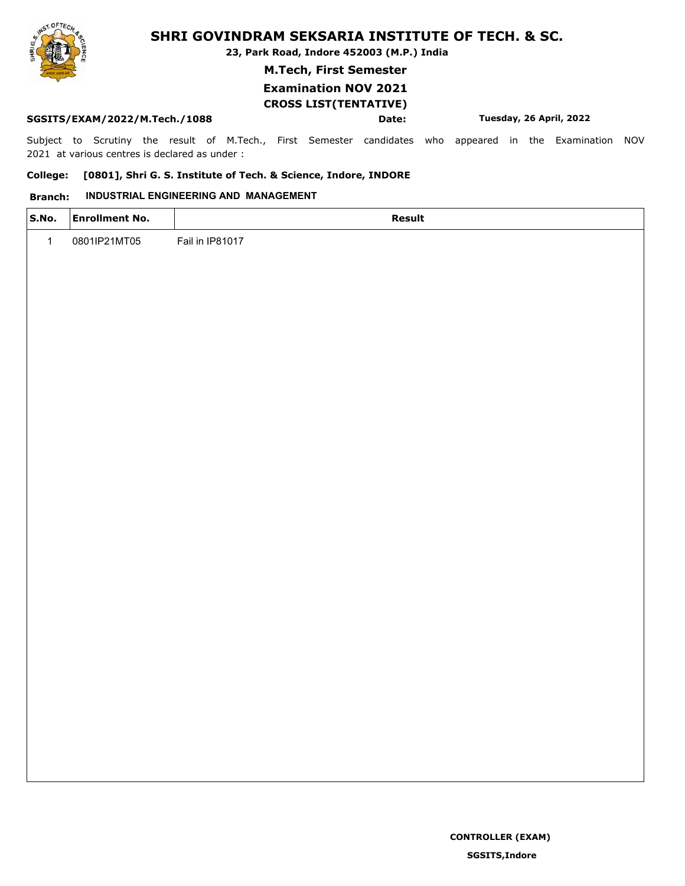# SHRI GOVINDRAM SEKSARIA INSTITUTE OF TECH. & SC.

**23, Park Road, Indore 452003 (M.P.) India**

**M.Tech, First Semester**

**Examination NOV 2021**

**CROSS LIST(TENTATIVE)**

**SGSITS/EXAM/2022/M.Tech./1088** **Date:** **Tuesday, 26 April, 2022**

Subject to Scrutiny the result of M.Tech., First Semester candidates who appeared in the Examination NOV 2021 at various centres is declared as under :

**College:** **[0801], Shri G. S. Institute of Tech. & Science, Indore, INDORE**

**Branch:** **INDUSTRIAL ENGINEERING AND MANAGEMENT**

| S.No. | Enrollment No. | Result |
|---|---|---|
| 1 | 0801IP21MT05 | Fail in IP81017 |

**CONTROLLER (EXAM)**

**SGSITS,Indore**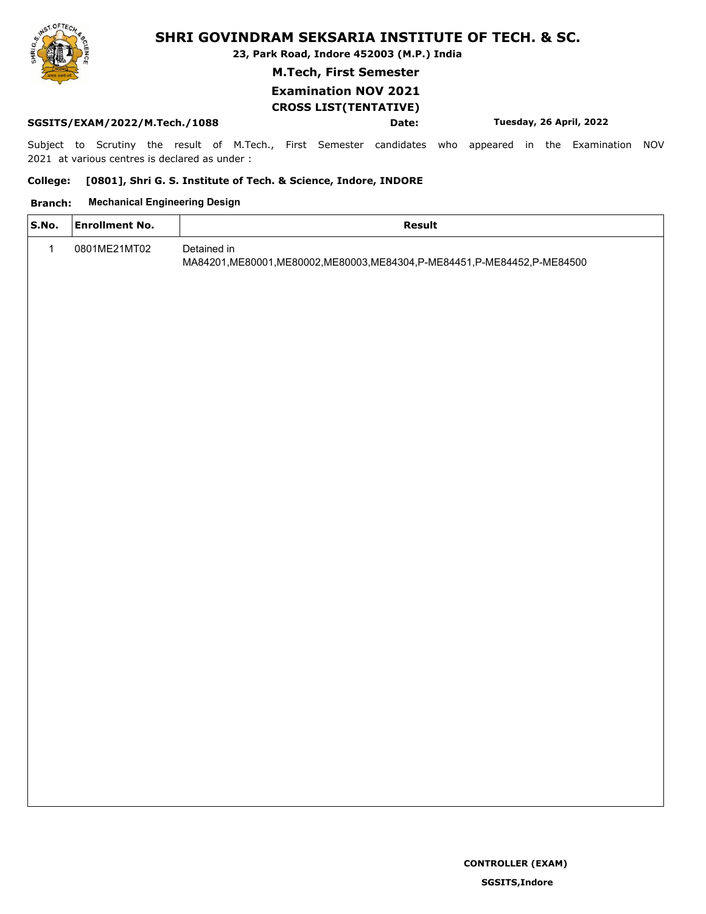# SHRI GOVINDRAM SEKSARIA INSTITUTE OF TECH. & SC.

**23, Park Road, Indore 452003 (M.P.) India**

**M.Tech, First Semester**

**Examination NOV 2021**

**CROSS LIST(TENTATIVE)**

**SGSITS/EXAM/2022/M.Tech./1088** **Date:** **Tuesday, 26 April, 2022**

Subject to Scrutiny the result of M.Tech., First Semester candidates who appeared in the Examination NOV 2021 at various centres is declared as under :

**College:** **[0801], Shri G. S. Institute of Tech. & Science, Indore, INDORE**

**Branch:** **Mechanical Engineering Design**

| S.No. | Enrollment No. | Result |
|---|---|---|
| 1 | 0801ME21MT02 | Detained in MA84201,ME80001,ME80002,ME80003,ME84304,P-ME84451,P-ME84452,P-ME84500 |

**CONTROLLER (EXAM)**

**SGSITS,Indore**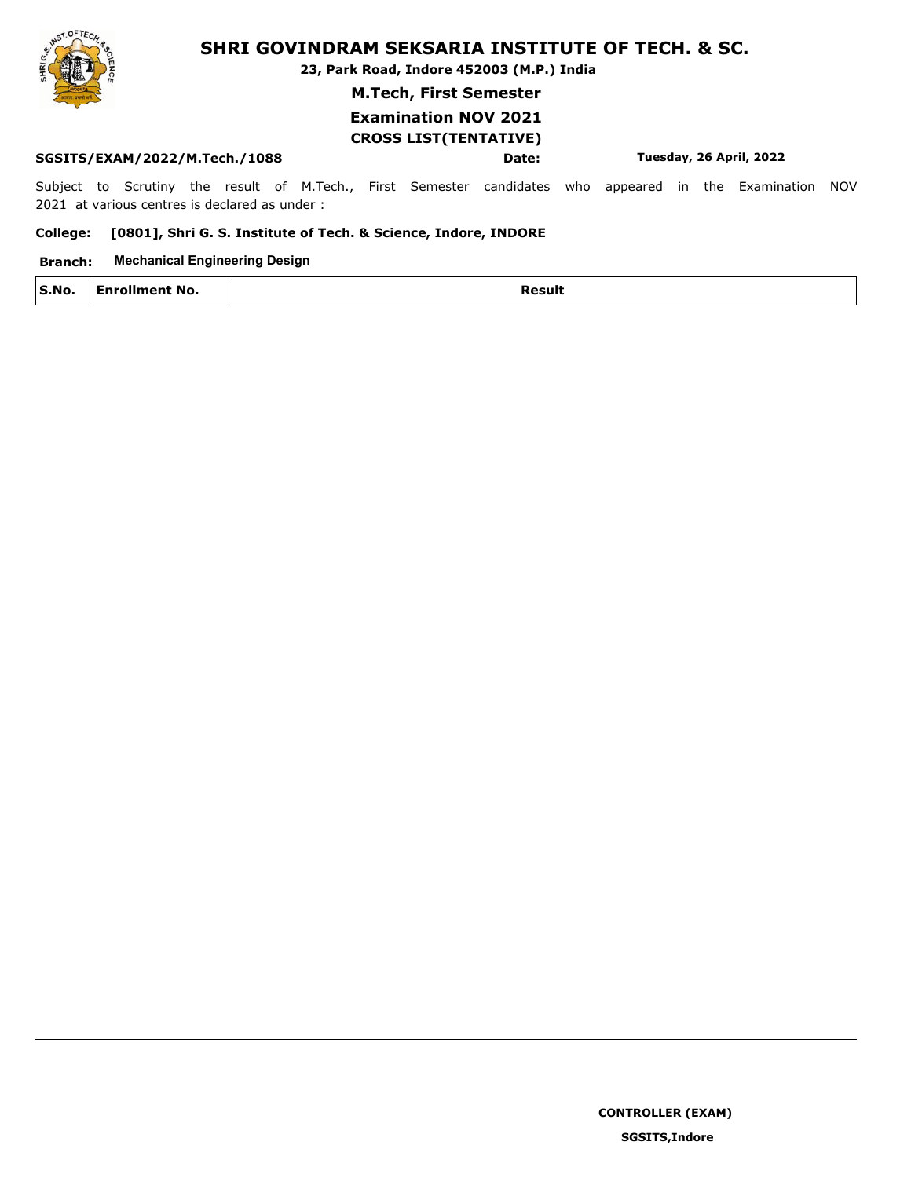# SHRI GOVINDRAM SEKSARIA INSTITUTE OF TECH. & SC.

**23, Park Road, Indore 452003 (M.P.) India**

**M.Tech, First Semester**

**Examination NOV 2021**

**CROSS LIST(TENTATIVE)**

**SGSITS/EXAM/2022/M.Tech./1088** **Date:** **Tuesday, 26 April, 2022**

Subject to Scrutiny the result of M.Tech., First Semester candidates who appeared in the Examination NOV 2021 at various centres is declared as under :

**College:** **[0801], Shri G. S. Institute of Tech. & Science, Indore, INDORE**

**Branch:** **Mechanical Engineering Design**

| S.No. | Enrollment No. | Result |
|---|---|---|

**CONTROLLER (EXAM)**

**SGSITS,Indore**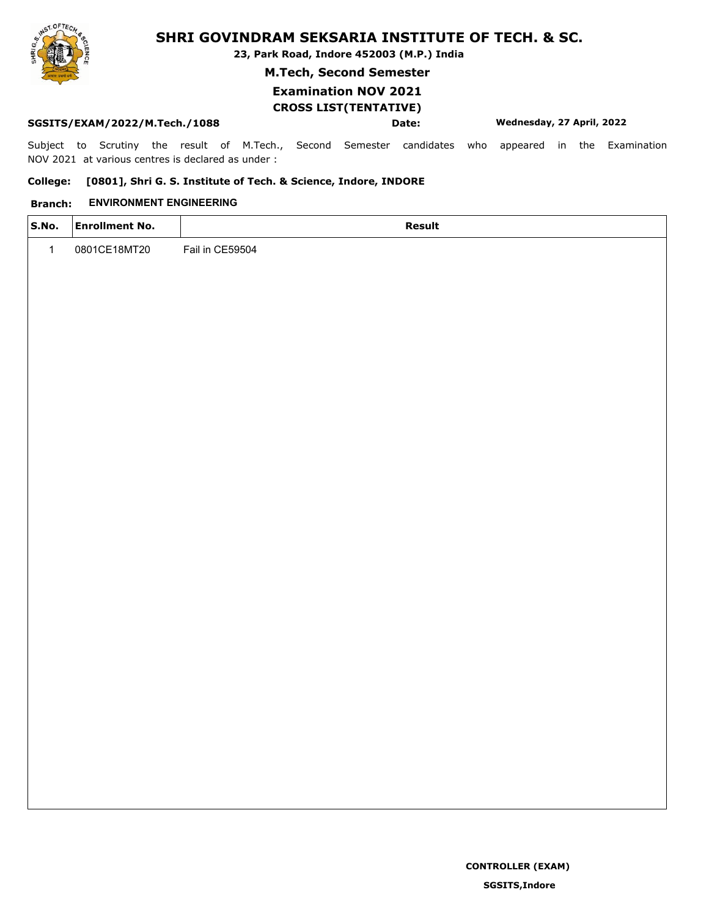# SHRI GOVINDRAM SEKSARIA INSTITUTE OF TECH. & SC.

**23, Park Road, Indore 452003 (M.P.) India**

**M.Tech, Second Semester**

**Examination NOV 2021**

**CROSS LIST(TENTATIVE)**

**SGSITS/EXAM/2022/M.Tech./1088** **Date:** **Wednesday, 27 April, 2022**

Subject to Scrutiny the result of M.Tech., Second Semester candidates who appeared in the Examination NOV 2021 at various centres is declared as under :

**College: [0801], Shri G. S. Institute of Tech. & Science, Indore, INDORE**

**Branch: ENVIRONMENT ENGINEERING**

| S.No. | Enrollment No. | Result |
|---|---|---|
| 1 | 0801CE18MT20 | Fail in CE59504 |

**CONTROLLER (EXAM)**

**SGSITS,Indore**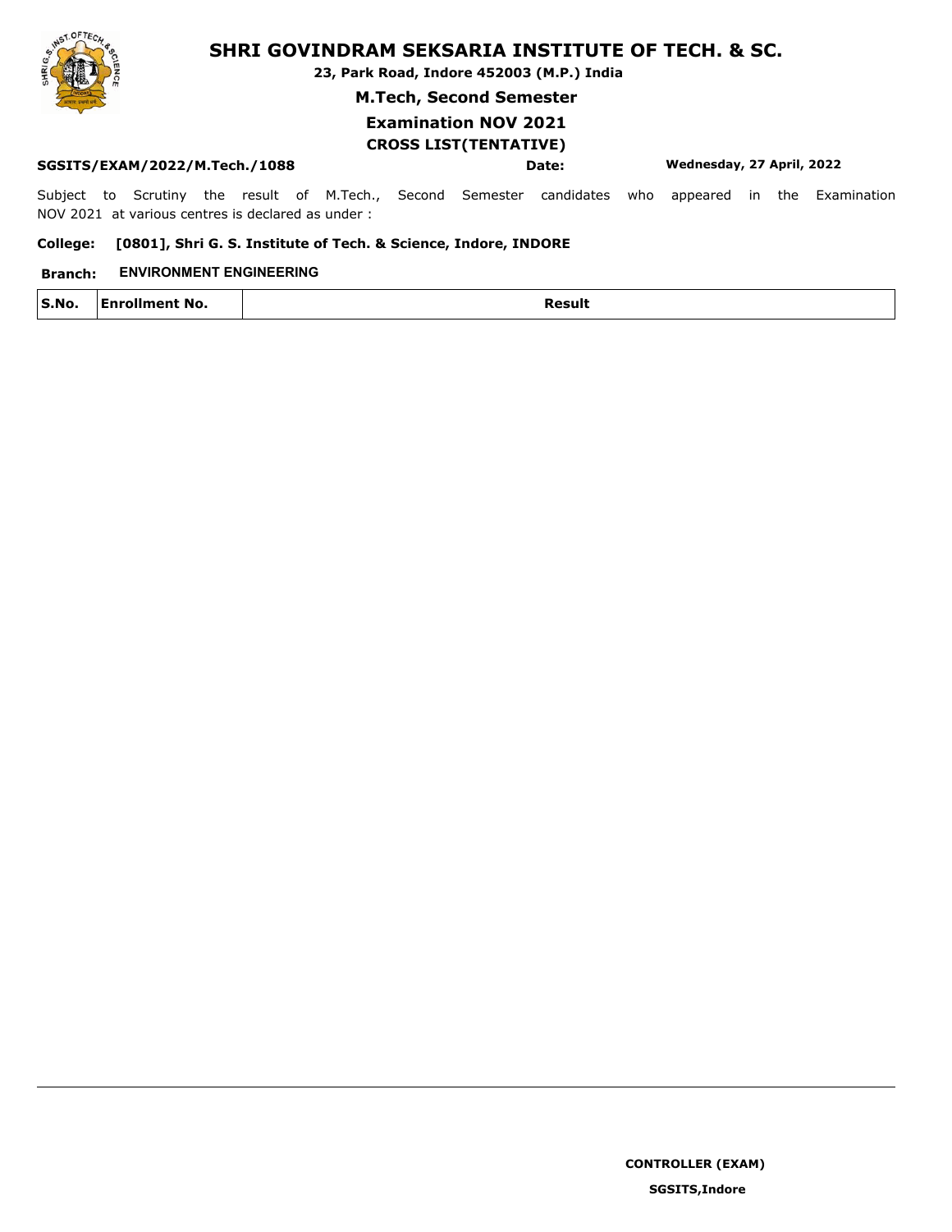# SHRI GOVINDRAM SEKSARIA INSTITUTE OF TECH. & SC.

**23, Park Road, Indore 452003 (M.P.) India**

## M.Tech, Second Semester

## Examination NOV 2021

### CROSS LIST(TENTATIVE)

**SGSITS/EXAM/2022/M.Tech./1088** **Date:** **Wednesday, 27 April, 2022**

Subject to Scrutiny the result of M.Tech., Second Semester candidates who appeared in the Examination NOV 2021 at various centres is declared as under :

**College:** **[0801], Shri G. S. Institute of Tech. & Science, Indore, INDORE**

**Branch:** **ENVIRONMENT ENGINEERING**

| S.No. | Enrollment No. | Result |
|---|---|---|

**CONTROLLER (EXAM)**

**SGSITS,Indore**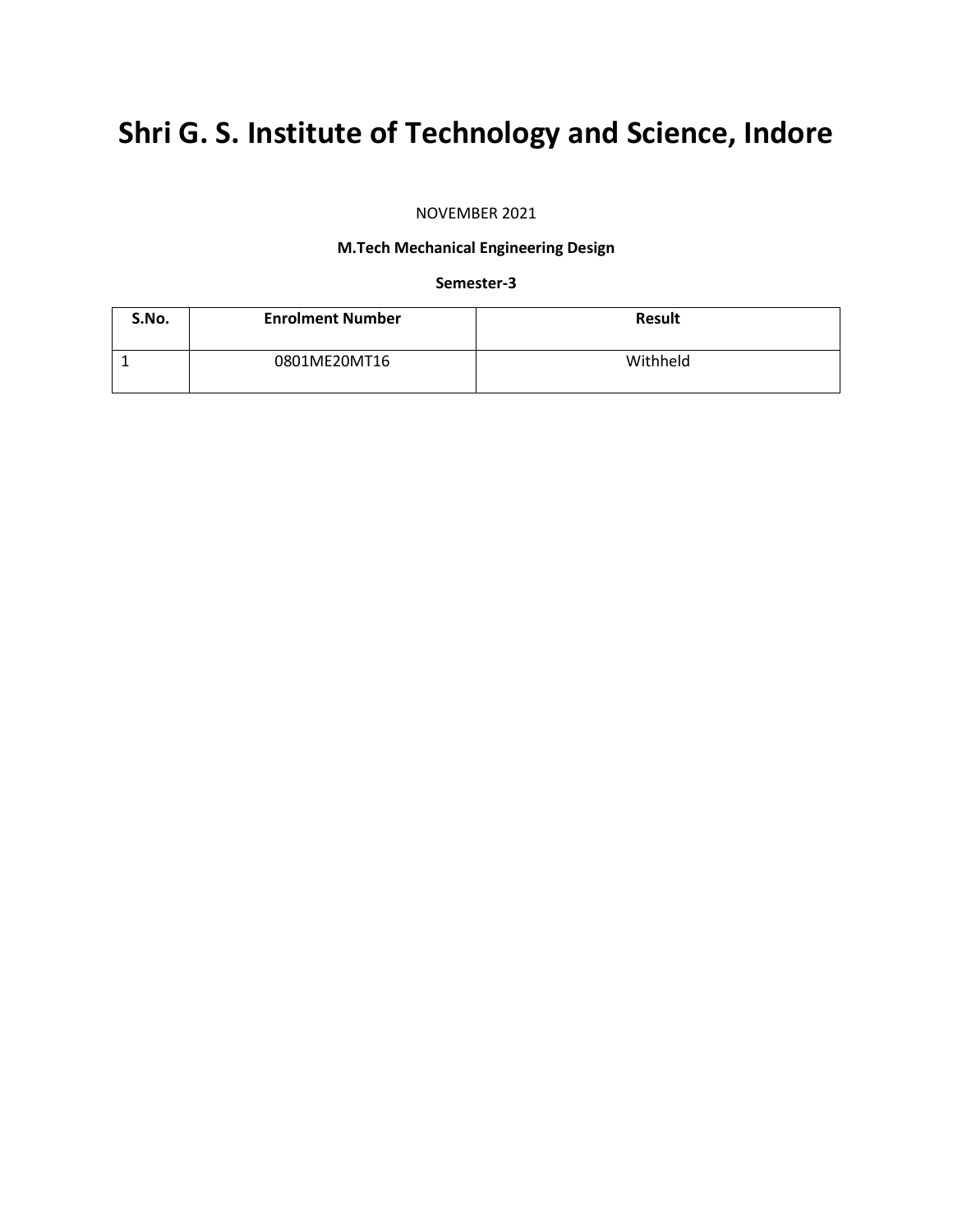# Shri G. S. Institute of Technology and Science, Indore

NOVEMBER 2021

**M.Tech Mechanical Engineering Design**

**Semester-3**

| S.No. | Enrolment Number | Result |
|---|---|---|
| 1 | 0801ME20MT16 | Withheld |